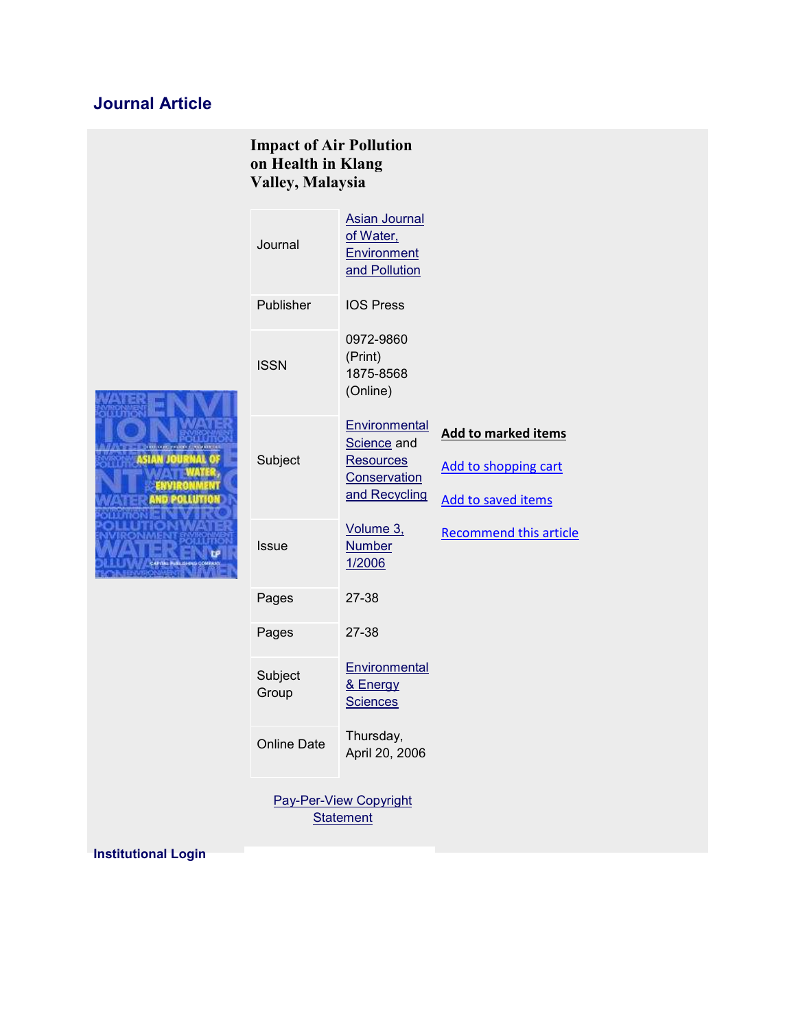## Journal Article

### Impact of Air Pollution on Health in Klang Valley, Malaysia

| | |
|---|---|
| Journal | Asian Journal of Water, Environment and Pollution |
| Publisher | IOS Press |
| ISSN | 0972-9860 (Print) 1875-8568 (Online) |
| Subject | Environmental Science and Resources Conservation and Recycling |
| Issue | Volume 3, Number 1/2006 |
| Pages | 27-38 |
| Pages | 27-38 |
| Subject Group | Environmental & Energy Sciences |
| Online Date | Thursday, April 20, 2006 |

**Add to marked items**

Add to shopping cart

Add to saved items

Recommend this article

Pay-Per-View Copyright Statement

**Institutional Login**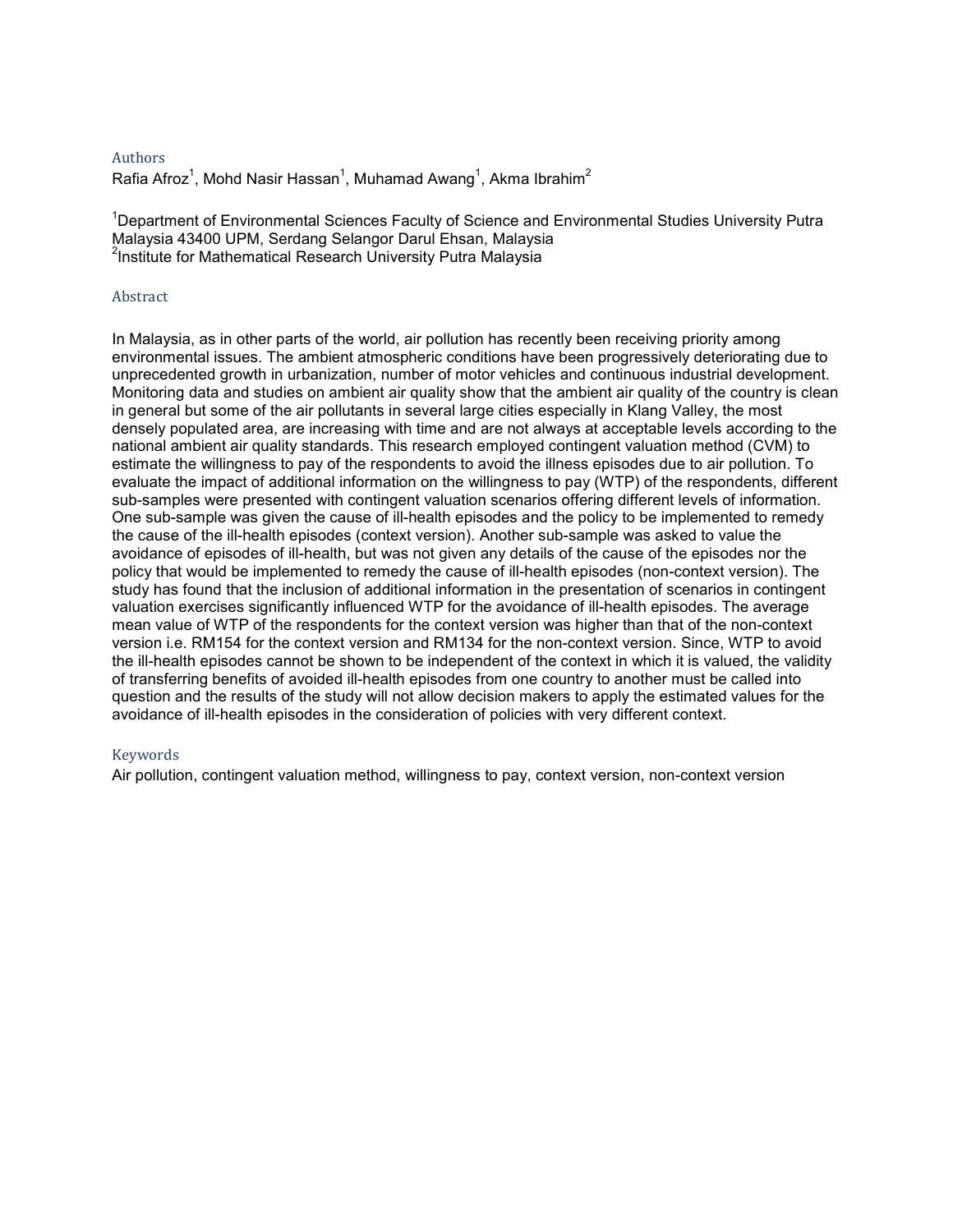## Authors

Rafia Afroz[1], Mohd Nasir Hassan[1], Muhamad Awang[1], Akma Ibrahim[2]

[1]Department of Environmental Sciences Faculty of Science and Environmental Studies University Putra Malaysia 43400 UPM, Serdang Selangor Darul Ehsan, Malaysia
[2]Institute for Mathematical Research University Putra Malaysia

## Abstract

In Malaysia, as in other parts of the world, air pollution has recently been receiving priority among environmental issues. The ambient atmospheric conditions have been progressively deteriorating due to unprecedented growth in urbanization, number of motor vehicles and continuous industrial development. Monitoring data and studies on ambient air quality show that the ambient air quality of the country is clean in general but some of the air pollutants in several large cities especially in Klang Valley, the most densely populated area, are increasing with time and are not always at acceptable levels according to the national ambient air quality standards. This research employed contingent valuation method (CVM) to estimate the willingness to pay of the respondents to avoid the illness episodes due to air pollution. To evaluate the impact of additional information on the willingness to pay (WTP) of the respondents, different sub-samples were presented with contingent valuation scenarios offering different levels of information. One sub-sample was given the cause of ill-health episodes and the policy to be implemented to remedy the cause of the ill-health episodes (context version). Another sub-sample was asked to value the avoidance of episodes of ill-health, but was not given any details of the cause of the episodes nor the policy that would be implemented to remedy the cause of ill-health episodes (non-context version). The study has found that the inclusion of additional information in the presentation of scenarios in contingent valuation exercises significantly influenced WTP for the avoidance of ill-health episodes. The average mean value of WTP of the respondents for the context version was higher than that of the non-context version i.e. RM154 for the context version and RM134 for the non-context version. Since, WTP to avoid the ill-health episodes cannot be shown to be independent of the context in which it is valued, the validity of transferring benefits of avoided ill-health episodes from one country to another must be called into question and the results of the study will not allow decision makers to apply the estimated values for the avoidance of ill-health episodes in the consideration of policies with very different context.

## Keywords

Air pollution, contingent valuation method, willingness to pay, context version, non-context version